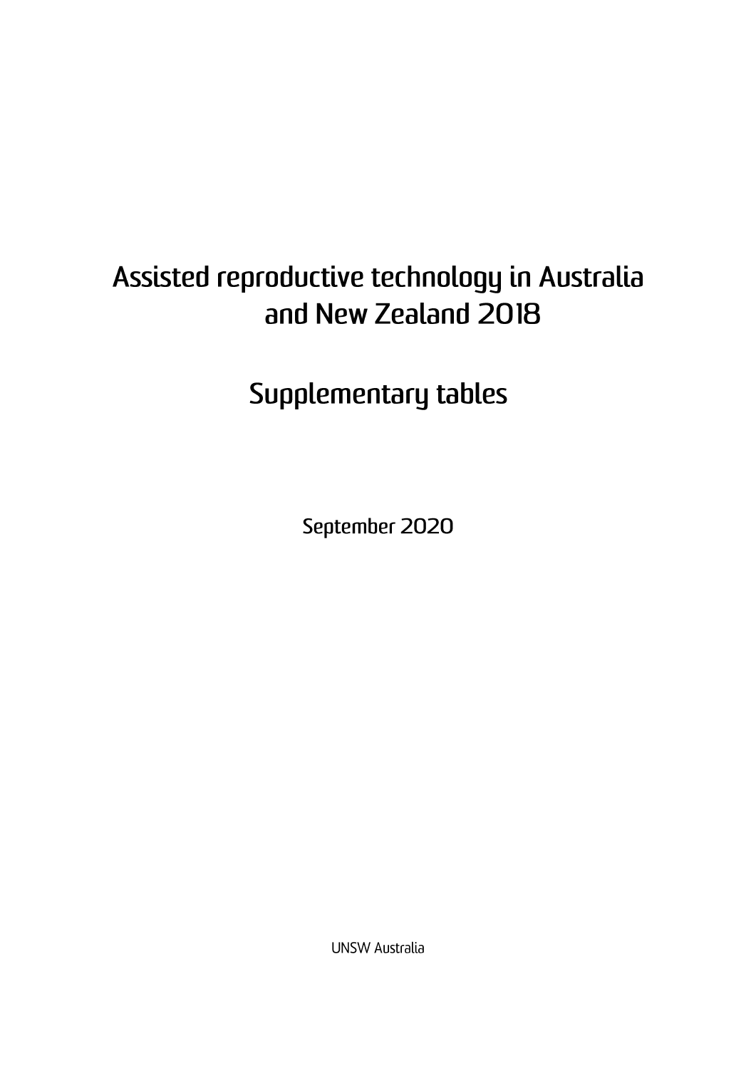# Assisted reproductive technology in Australia and New Zealand 2018

## Supplementary tables

September 2020

UNSW Australia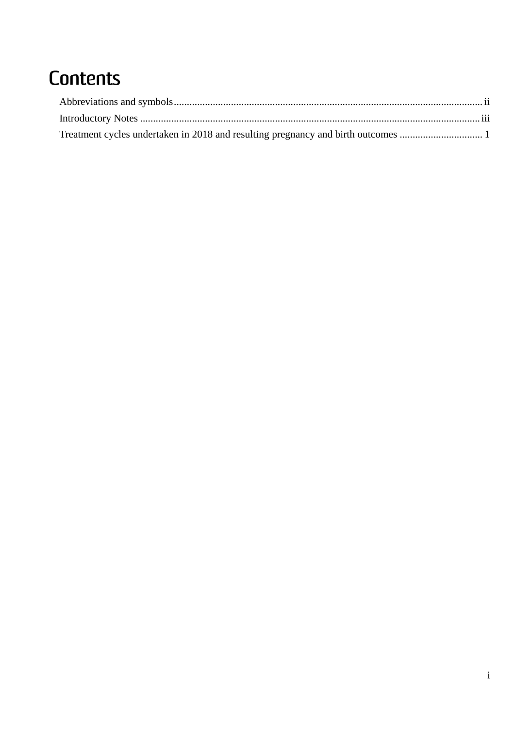# Contents

Abbreviations and symbols ........................................................................................................................ ii

Introductory Notes ...................................................................................................................................... iii

Treatment cycles undertaken in 2018 and resulting pregnancy and birth outcomes ................................ 1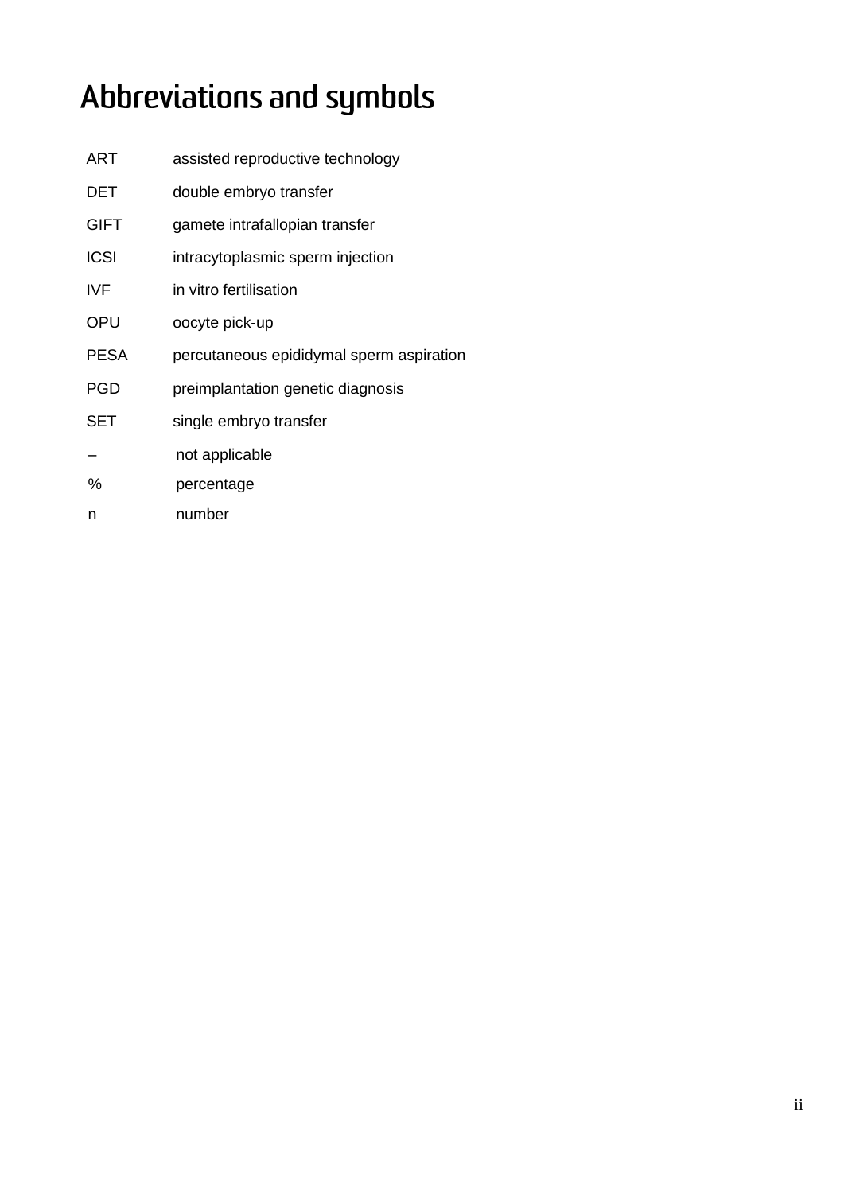# Abbreviations and symbols

| | |
|---|---|
| ART | assisted reproductive technology |
| DET | double embryo transfer |
| GIFT | gamete intrafallopian transfer |
| ICSI | intracytoplasmic sperm injection |
| IVF | in vitro fertilisation |
| OPU | oocyte pick-up |
| PESA | percutaneous epididymal sperm aspiration |
| PGD | preimplantation genetic diagnosis |
| SET | single embryo transfer |
| – | not applicable |
| % | percentage |
| n | number |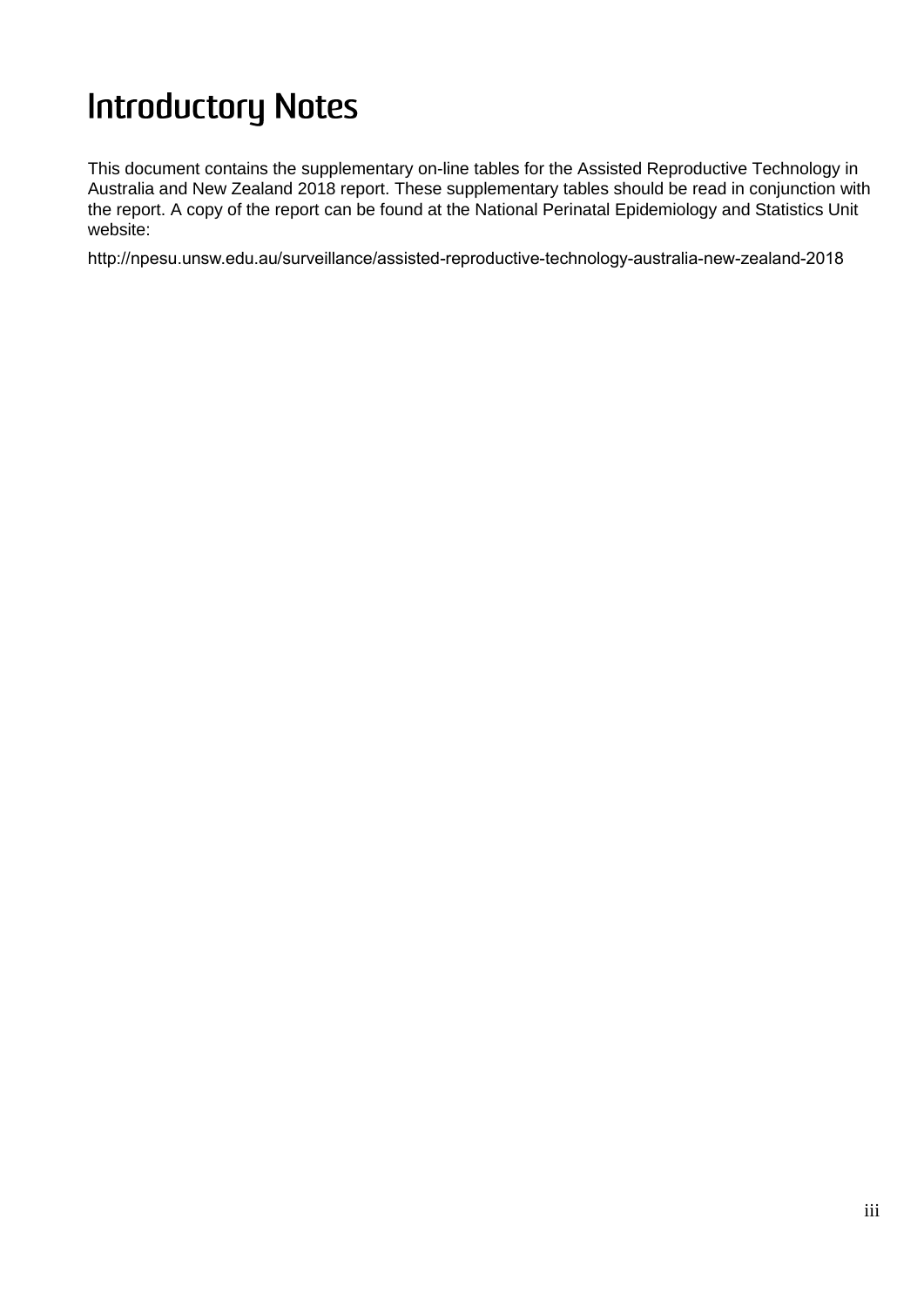# Introductory Notes

This document contains the supplementary on-line tables for the Assisted Reproductive Technology in Australia and New Zealand 2018 report. These supplementary tables should be read in conjunction with the report. A copy of the report can be found at the National Perinatal Epidemiology and Statistics Unit website:

http://npesu.unsw.edu.au/surveillance/assisted-reproductive-technology-australia-new-zealand-2018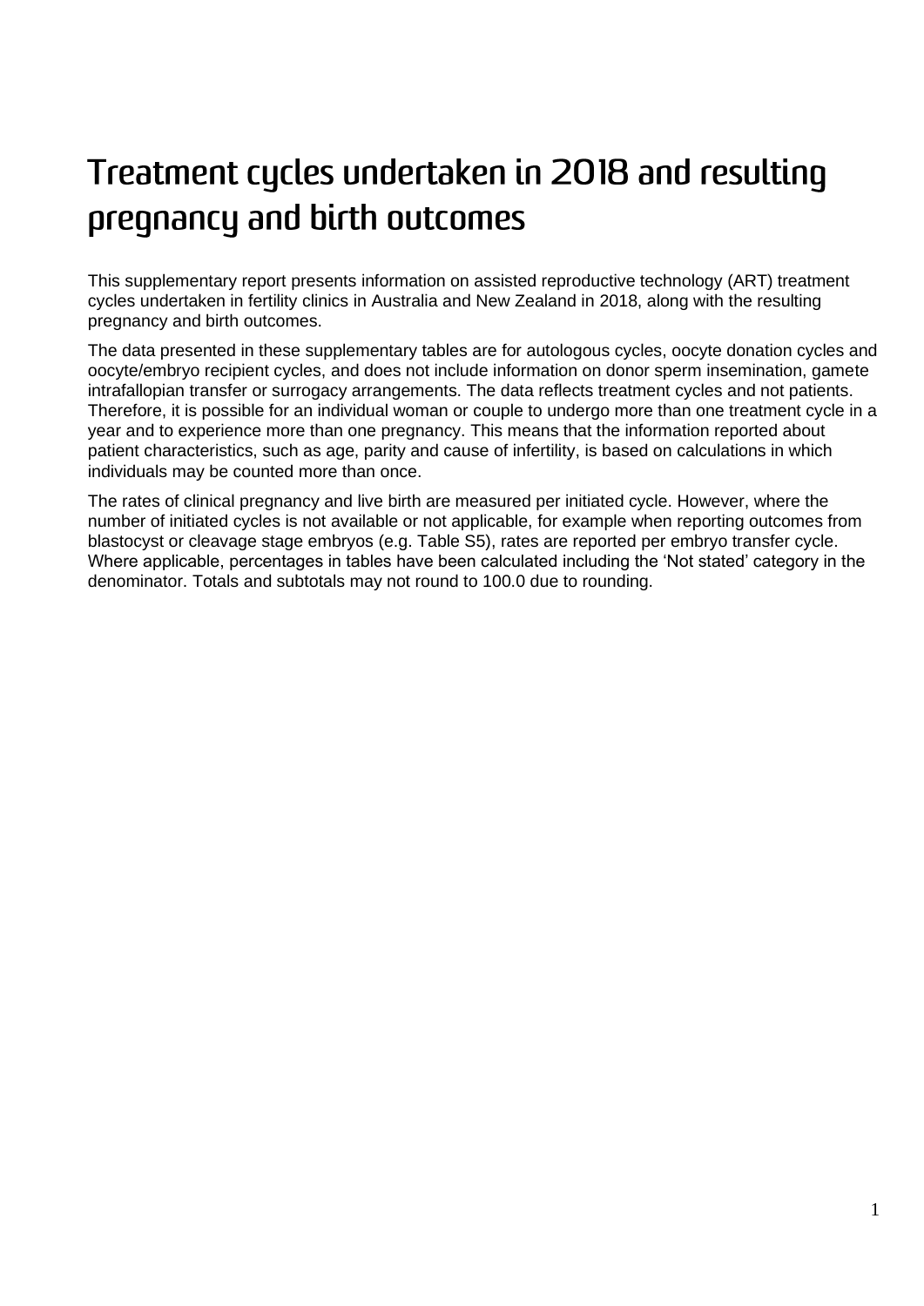# Treatment cycles undertaken in 2018 and resulting pregnancy and birth outcomes

This supplementary report presents information on assisted reproductive technology (ART) treatment cycles undertaken in fertility clinics in Australia and New Zealand in 2018, along with the resulting pregnancy and birth outcomes.

The data presented in these supplementary tables are for autologous cycles, oocyte donation cycles and oocyte/embryo recipient cycles, and does not include information on donor sperm insemination, gamete intrafallopian transfer or surrogacy arrangements. The data reflects treatment cycles and not patients. Therefore, it is possible for an individual woman or couple to undergo more than one treatment cycle in a year and to experience more than one pregnancy. This means that the information reported about patient characteristics, such as age, parity and cause of infertility, is based on calculations in which individuals may be counted more than once.

The rates of clinical pregnancy and live birth are measured per initiated cycle. However, where the number of initiated cycles is not available or not applicable, for example when reporting outcomes from blastocyst or cleavage stage embryos (e.g. Table S5), rates are reported per embryo transfer cycle. Where applicable, percentages in tables have been calculated including the 'Not stated' category in the denominator. Totals and subtotals may not round to 100.0 due to rounding.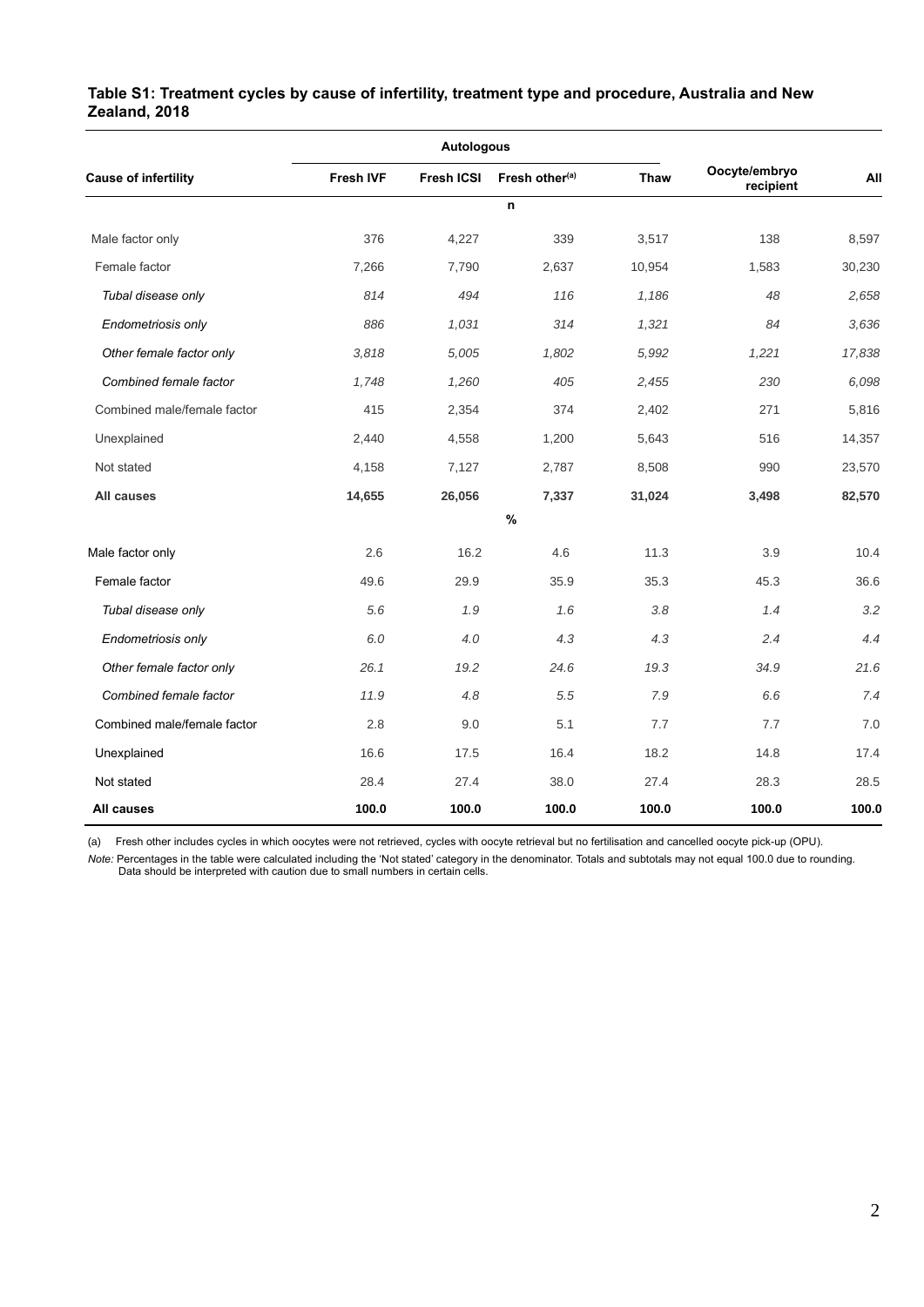**Table S1: Treatment cycles by cause of infertility, treatment type and procedure, Australia and New Zealand, 2018**

| Cause of infertility | Autologous | | | | Oocyte/embryo recipient | All |
|---|---|---|---|---|---|---|
| | Fresh IVF | Fresh ICSI | Fresh other[(a)] | Thaw | | |
| | | | n | | | |
| Male factor only | 376 | 4,227 | 339 | 3,517 | 138 | 8,597 |
| Female factor | 7,266 | 7,790 | 2,637 | 10,954 | 1,583 | 30,230 |
| *Tubal disease only* | *814* | *494* | *116* | *1,186* | *48* | *2,658* |
| *Endometriosis only* | *886* | *1,031* | *314* | *1,321* | *84* | *3,636* |
| *Other female factor only* | *3,818* | *5,005* | *1,802* | *5,992* | *1,221* | *17,838* |
| *Combined female factor* | *1,748* | *1,260* | *405* | *2,455* | *230* | *6,098* |
| Combined male/female factor | 415 | 2,354 | 374 | 2,402 | 271 | 5,816 |
| Unexplained | 2,440 | 4,558 | 1,200 | 5,643 | 516 | 14,357 |
| Not stated | 4,158 | 7,127 | 2,787 | 8,508 | 990 | 23,570 |
| **All causes** | **14,655** | **26,056** | **7,337** | **31,024** | **3,498** | **82,570** |
| | | | % | | | |
| Male factor only | 2.6 | 16.2 | 4.6 | 11.3 | 3.9 | 10.4 |
| Female factor | 49.6 | 29.9 | 35.9 | 35.3 | 45.3 | 36.6 |
| *Tubal disease only* | *5.6* | *1.9* | *1.6* | *3.8* | *1.4* | *3.2* |
| *Endometriosis only* | *6.0* | *4.0* | *4.3* | *4.3* | *2.4* | *4.4* |
| *Other female factor only* | *26.1* | *19.2* | *24.6* | *19.3* | *34.9* | *21.6* |
| *Combined female factor* | *11.9* | *4.8* | *5.5* | *7.9* | *6.6* | *7.4* |
| Combined male/female factor | 2.8 | 9.0 | 5.1 | 7.7 | 7.7 | 7.0 |
| Unexplained | 16.6 | 17.5 | 16.4 | 18.2 | 14.8 | 17.4 |
| Not stated | 28.4 | 27.4 | 38.0 | 27.4 | 28.3 | 28.5 |
| **All causes** | **100.0** | **100.0** | **100.0** | **100.0** | **100.0** | **100.0** |

(a) Fresh other includes cycles in which oocytes were not retrieved, cycles with oocyte retrieval but no fertilisation and cancelled oocyte pick-up (OPU).

*Note:* Percentages in the table were calculated including the 'Not stated' category in the denominator. Totals and subtotals may not equal 100.0 due to rounding. Data should be interpreted with caution due to small numbers in certain cells.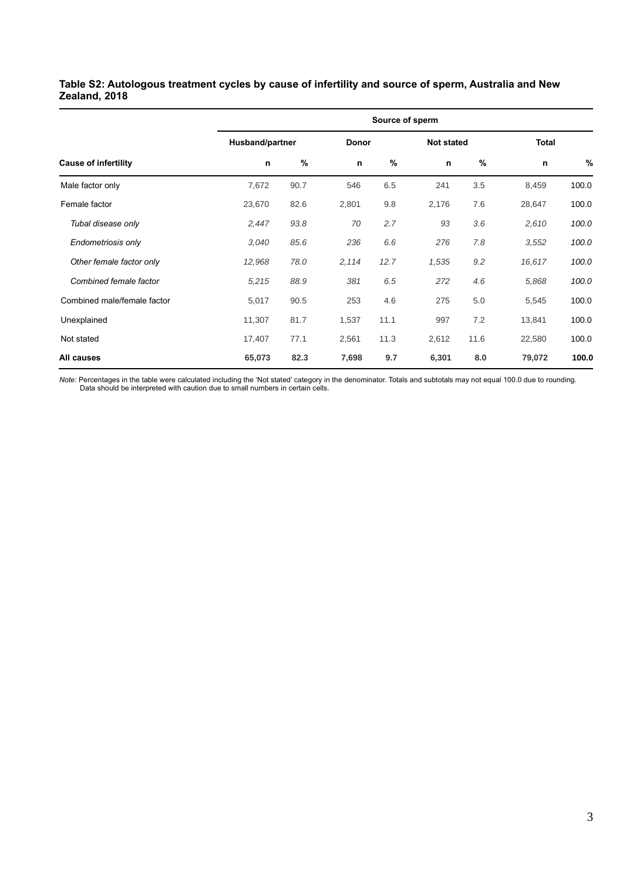**Table S2: Autologous treatment cycles by cause of infertility and source of sperm, Australia and New Zealand, 2018**

| | Source of sperm | | | | | | | |
|---|---|---|---|---|---|---|---|---|
| | Husband/partner | | Donor | | Not stated | | Total | |
| **Cause of infertility** | **n** | **%** | **n** | **%** | **n** | **%** | **n** | **%** |
| Male factor only | 7,672 | 90.7 | 546 | 6.5 | 241 | 3.5 | 8,459 | 100.0 |
| Female factor | 23,670 | 82.6 | 2,801 | 9.8 | 2,176 | 7.6 | 28,647 | 100.0 |
| *Tubal disease only* | *2,447* | *93.8* | *70* | *2.7* | *93* | *3.6* | *2,610* | *100.0* |
| *Endometriosis only* | *3,040* | *85.6* | *236* | *6.6* | *276* | *7.8* | *3,552* | *100.0* |
| *Other female factor only* | *12,968* | *78.0* | *2,114* | *12.7* | *1,535* | *9.2* | *16,617* | *100.0* |
| *Combined female factor* | *5,215* | *88.9* | *381* | *6.5* | *272* | *4.6* | *5,868* | *100.0* |
| Combined male/female factor | 5,017 | 90.5 | 253 | 4.6 | 275 | 5.0 | 5,545 | 100.0 |
| Unexplained | 11,307 | 81.7 | 1,537 | 11.1 | 997 | 7.2 | 13,841 | 100.0 |
| Not stated | 17,407 | 77.1 | 2,561 | 11.3 | 2,612 | 11.6 | 22,580 | 100.0 |
| **All causes** | **65,073** | **82.3** | **7,698** | **9.7** | **6,301** | **8.0** | **79,072** | **100.0** |

*Note:* Percentages in the table were calculated including the 'Not stated' category in the denominator. Totals and subtotals may not equal 100.0 due to rounding. Data should be interpreted with caution due to small numbers in certain cells.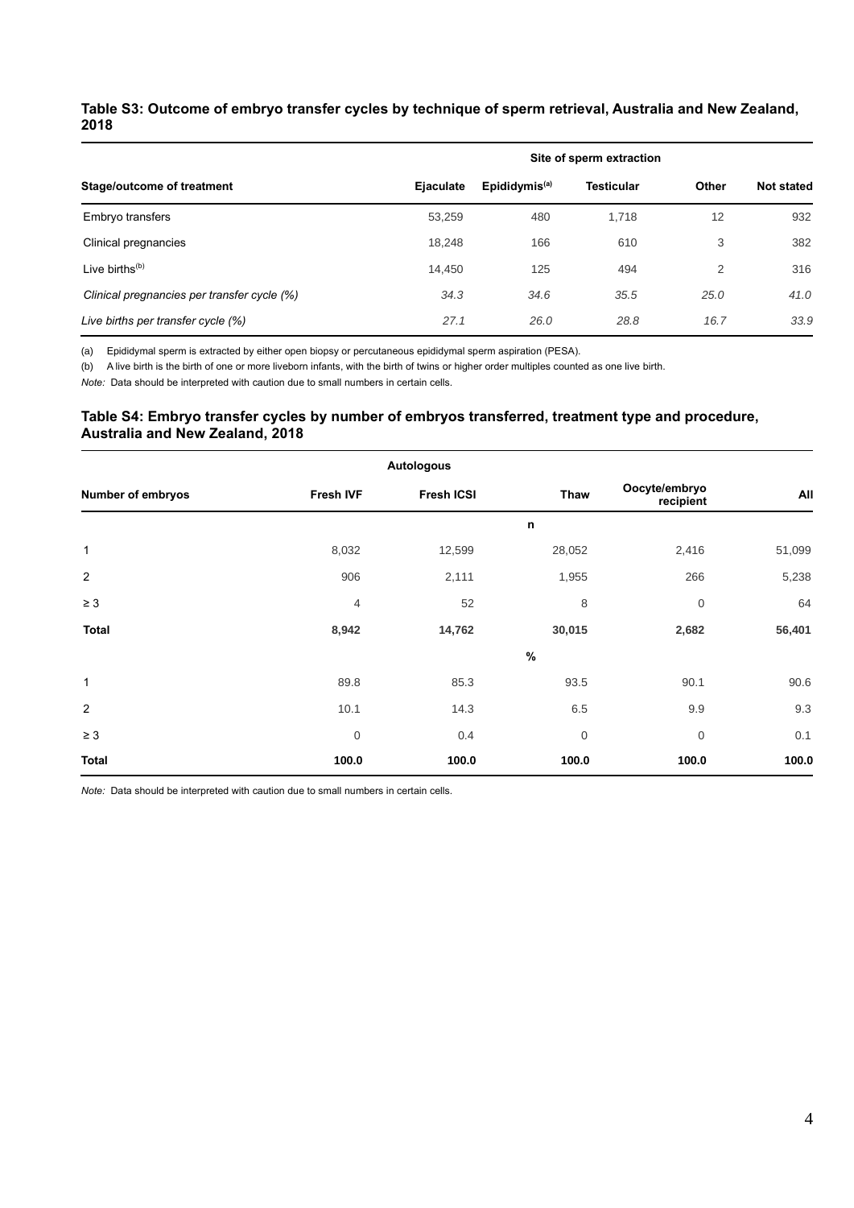### Table S3: Outcome of embryo transfer cycles by technique of sperm retrieval, Australia and New Zealand, 2018

| | Site of sperm extraction | | | | |
|---|---|---|---|---|---|
| **Stage/outcome of treatment** | **Ejaculate** | **Epididymis[(a)]** | **Testicular** | **Other** | **Not stated** |
| Embryo transfers | 53,259 | 480 | 1,718 | 12 | 932 |
| Clinical pregnancies | 18,248 | 166 | 610 | 3 | 382 |
| Live births[(b)] | 14,450 | 125 | 494 | 2 | 316 |
| *Clinical pregnancies per transfer cycle (%)* | *34.3* | *34.6* | *35.5* | *25.0* | *41.0* |
| *Live births per transfer cycle (%)* | *27.1* | *26.0* | *28.8* | *16.7* | *33.9* |

(a) Epididymal sperm is extracted by either open biopsy or percutaneous epididymal sperm aspiration (PESA).

(b) A live birth is the birth of one or more liveborn infants, with the birth of twins or higher order multiples counted as one live birth.

*Note:* Data should be interpreted with caution due to small numbers in certain cells.

### Table S4: Embryo transfer cycles by number of embryos transferred, treatment type and procedure, Australia and New Zealand, 2018

| | Autologous | | | | |
|---|---|---|---|---|---|
| **Number of embryos** | **Fresh IVF** | **Fresh ICSI** | **Thaw** | **Oocyte/embryo recipient** | **All** |
| | | | **n** | | |
| 1 | 8,032 | 12,599 | 28,052 | 2,416 | 51,099 |
| 2 | 906 | 2,111 | 1,955 | 266 | 5,238 |
| ≥ 3 | 4 | 52 | 8 | 0 | 64 |
| **Total** | **8,942** | **14,762** | **30,015** | **2,682** | **56,401** |
| | | | **%** | | |
| 1 | 89.8 | 85.3 | 93.5 | 90.1 | 90.6 |
| 2 | 10.1 | 14.3 | 6.5 | 9.9 | 9.3 |
| ≥ 3 | 0 | 0.4 | 0 | 0 | 0.1 |
| **Total** | **100.0** | **100.0** | **100.0** | **100.0** | **100.0** |

*Note:* Data should be interpreted with caution due to small numbers in certain cells.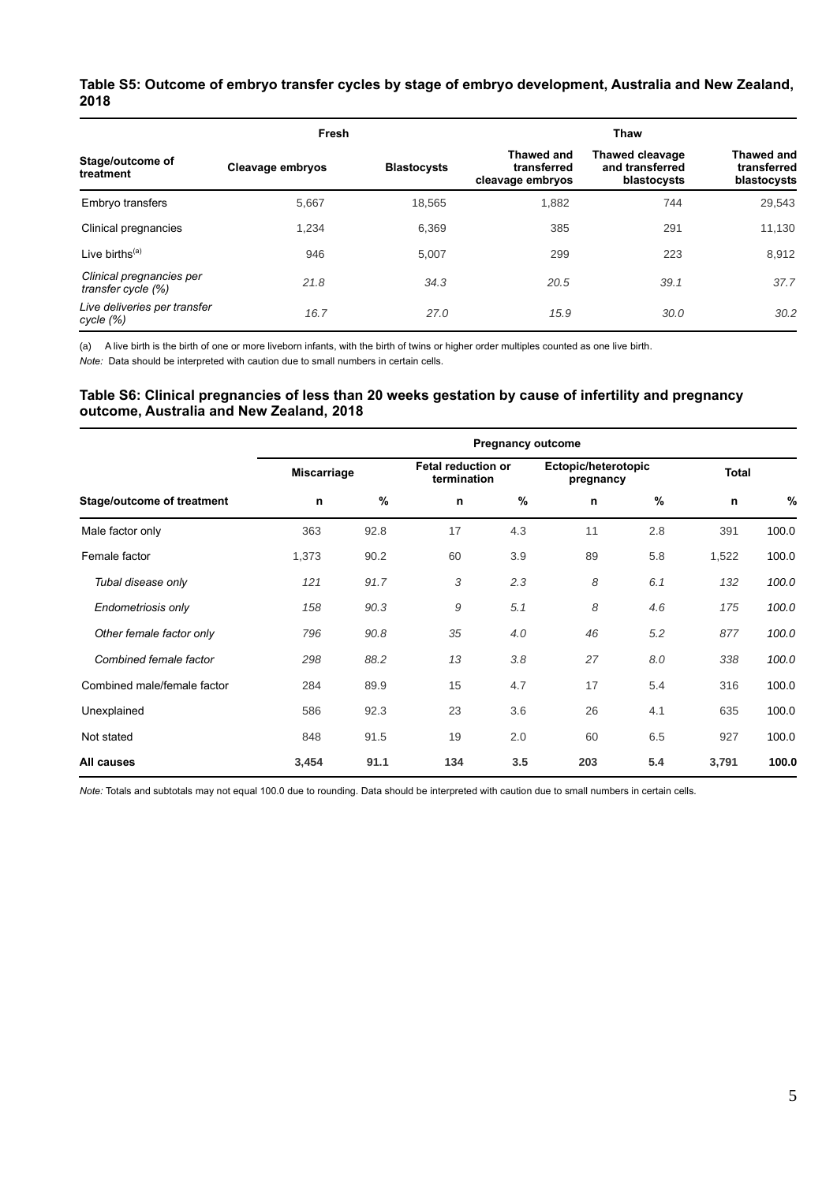### Table S5: Outcome of embryo transfer cycles by stage of embryo development, Australia and New Zealand, 2018

| Stage/outcome of treatment | Fresh | | Thaw | | |
|---|---|---|---|---|---|
| | Cleavage embryos | Blastocysts | Thawed and transferred cleavage embryos | Thawed cleavage and transferred blastocysts | Thawed and transferred blastocysts |
| Embryo transfers | 5,667 | 18,565 | 1,882 | 744 | 29,543 |
| Clinical pregnancies | 1,234 | 6,369 | 385 | 291 | 11,130 |
| Live births[(a)] | 946 | 5,007 | 299 | 223 | 8,912 |
| *Clinical pregnancies per transfer cycle (%)* | *21.8* | *34.3* | *20.5* | *39.1* | *37.7* |
| *Live deliveries per transfer cycle (%)* | *16.7* | *27.0* | *15.9* | *30.0* | *30.2* |

(a) A live birth is the birth of one or more liveborn infants, with the birth of twins or higher order multiples counted as one live birth.

*Note:* Data should be interpreted with caution due to small numbers in certain cells.

### Table S6: Clinical pregnancies of less than 20 weeks gestation by cause of infertility and pregnancy outcome, Australia and New Zealand, 2018

| | Pregnancy outcome | | | | | | | |
|---|---|---|---|---|---|---|---|---|
| | Miscarriage | | Fetal reduction or termination | | Ectopic/heterotopic pregnancy | | Total | |
| **Stage/outcome of treatment** | **n** | **%** | **n** | **%** | **n** | **%** | **n** | **%** |
| Male factor only | 363 | 92.8 | 17 | 4.3 | 11 | 2.8 | 391 | 100.0 |
| Female factor | 1,373 | 90.2 | 60 | 3.9 | 89 | 5.8 | 1,522 | 100.0 |
| *Tubal disease only* | *121* | *91.7* | *3* | *2.3* | *8* | *6.1* | *132* | *100.0* |
| *Endometriosis only* | *158* | *90.3* | *9* | *5.1* | *8* | *4.6* | *175* | *100.0* |
| *Other female factor only* | *796* | *90.8* | *35* | *4.0* | *46* | *5.2* | *877* | *100.0* |
| *Combined female factor* | *298* | *88.2* | *13* | *3.8* | *27* | *8.0* | *338* | *100.0* |
| Combined male/female factor | 284 | 89.9 | 15 | 4.7 | 17 | 5.4 | 316 | 100.0 |
| Unexplained | 586 | 92.3 | 23 | 3.6 | 26 | 4.1 | 635 | 100.0 |
| Not stated | 848 | 91.5 | 19 | 2.0 | 60 | 6.5 | 927 | 100.0 |
| **All causes** | **3,454** | **91.1** | **134** | **3.5** | **203** | **5.4** | **3,791** | **100.0** |

*Note:* Totals and subtotals may not equal 100.0 due to rounding. Data should be interpreted with caution due to small numbers in certain cells.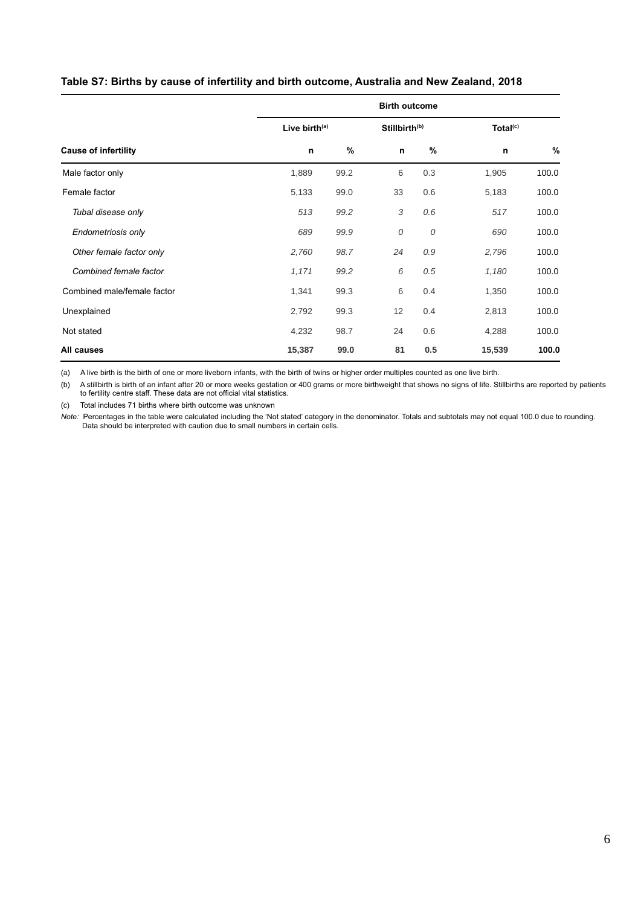### Table S7: Births by cause of infertility and birth outcome, Australia and New Zealand, 2018

| | Birth outcome | | | | | |
|---|---|---|---|---|---|---|
| | Live birth[(a)] | | Stillbirth[(b)] | | Total[(c)] | |
| **Cause of infertility** | **n** | **%** | **n** | **%** | **n** | **%** |
| Male factor only | 1,889 | 99.2 | 6 | 0.3 | 1,905 | 100.0 |
| Female factor | 5,133 | 99.0 | 33 | 0.6 | 5,183 | 100.0 |
| *Tubal disease only* | *513* | *99.2* | *3* | *0.6* | *517* | 100.0 |
| *Endometriosis only* | *689* | *99.9* | *0* | *0* | *690* | 100.0 |
| *Other female factor only* | *2,760* | *98.7* | *24* | *0.9* | *2,796* | 100.0 |
| *Combined female factor* | *1,171* | *99.2* | *6* | *0.5* | *1,180* | 100.0 |
| Combined male/female factor | 1,341 | 99.3 | 6 | 0.4 | 1,350 | 100.0 |
| Unexplained | 2,792 | 99.3 | 12 | 0.4 | 2,813 | 100.0 |
| Not stated | 4,232 | 98.7 | 24 | 0.6 | 4,288 | 100.0 |
| **All causes** | **15,387** | **99.0** | **81** | **0.5** | **15,539** | **100.0** |

(a) A live birth is the birth of one or more liveborn infants, with the birth of twins or higher order multiples counted as one live birth.

(b) A stillbirth is birth of an infant after 20 or more weeks gestation or 400 grams or more birthweight that shows no signs of life. Stillbirths are reported by patients to fertility centre staff. These data are not official vital statistics.

(c) Total includes 71 births where birth outcome was unknown

*Note:* Percentages in the table were calculated including the 'Not stated' category in the denominator. Totals and subtotals may not equal 100.0 due to rounding. Data should be interpreted with caution due to small numbers in certain cells.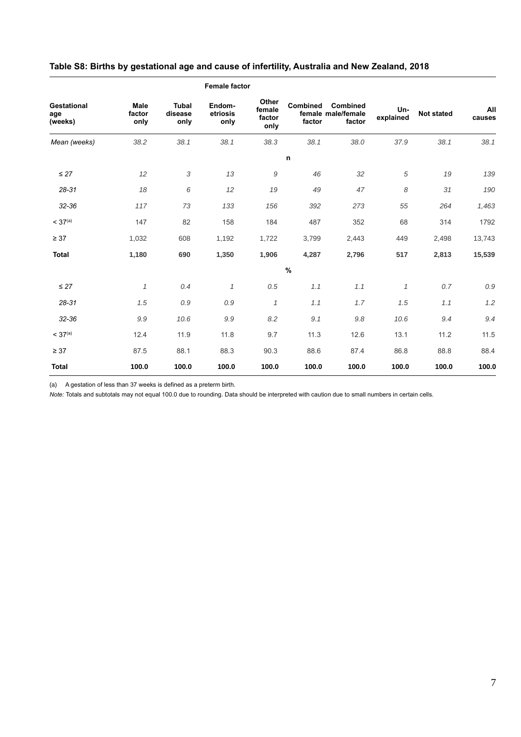## Table S8: Births by gestational age and cause of infertility, Australia and New Zealand, 2018

| Gestational age (weeks) | Male factor only | Female factor | | | | Combined male/female factor | Un-explained | Not stated | All causes |
|---|---|---|---|---|---|---|---|---|---|
| | | Tubal disease only | Endom-etriosis only | Other female factor only | Combined female factor | | | | |
| *Mean (weeks)* | *38.2* | *38.1* | *38.1* | *38.3* | *38.1* | *38.0* | *37.9* | *38.1* | *38.1* |
| | | | | | **n** | | | | |
| *≤ 27* | *12* | *3* | *13* | *9* | *46* | *32* | *5* | *19* | *139* |
| *28-31* | *18* | *6* | *12* | *19* | *49* | *47* | *8* | *31* | *190* |
| *32-36* | *117* | *73* | *133* | *156* | *392* | *273* | *55* | *264* | *1,463* |
| < 37[(a)] | 147 | 82 | 158 | 184 | 487 | 352 | 68 | 314 | 1792 |
| ≥ 37 | 1,032 | 608 | 1,192 | 1,722 | 3,799 | 2,443 | 449 | 2,498 | 13,743 |
| **Total** | **1,180** | **690** | **1,350** | **1,906** | **4,287** | **2,796** | **517** | **2,813** | **15,539** |
| | | | | | **%** | | | | |
| *≤ 27* | *1* | *0.4* | *1* | *0.5* | *1.1* | *1.1* | *1* | *0.7* | *0.9* |
| *28-31* | *1.5* | *0.9* | *0.9* | *1* | *1.1* | *1.7* | *1.5* | *1.1* | *1.2* |
| *32-36* | *9.9* | *10.6* | *9.9* | *8.2* | *9.1* | *9.8* | *10.6* | *9.4* | *9.4* |
| < 37[(a)] | 12.4 | 11.9 | 11.8 | 9.7 | 11.3 | 12.6 | 13.1 | 11.2 | 11.5 |
| ≥ 37 | 87.5 | 88.1 | 88.3 | 90.3 | 88.6 | 87.4 | 86.8 | 88.8 | 88.4 |
| **Total** | **100.0** | **100.0** | **100.0** | **100.0** | **100.0** | **100.0** | **100.0** | **100.0** | **100.0** |

(a) A gestation of less than 37 weeks is defined as a preterm birth.

*Note:* Totals and subtotals may not equal 100.0 due to rounding. Data should be interpreted with caution due to small numbers in certain cells.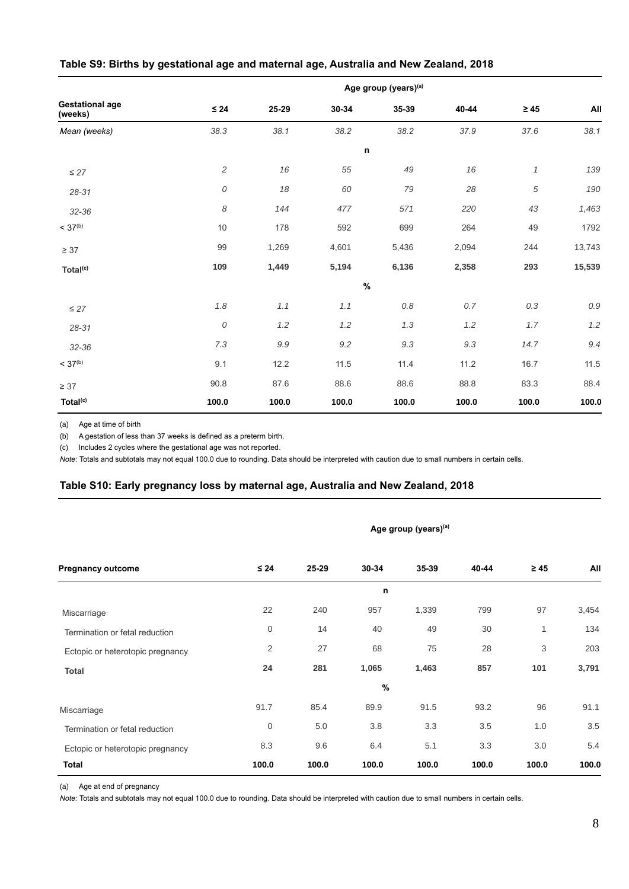**Table S9: Births by gestational age and maternal age, Australia and New Zealand, 2018**

| Gestational age (weeks) | Age group (years)[(a)] | | | | | | |
|---|---|---|---|---|---|---|---|
| | ≤ 24 | 25-29 | 30-34 | 35-39 | 40-44 | ≥ 45 | All |
| *Mean (weeks)* | *38.3* | *38.1* | *38.2* | *38.2* | *37.9* | *37.6* | *38.1* |
| | | | | **n** | | | |
| *≤ 27* | *2* | *16* | *55* | *49* | *16* | *1* | *139* |
| *28-31* | *0* | *18* | *60* | *79* | *28* | *5* | *190* |
| *32-36* | *8* | *144* | *477* | *571* | *220* | *43* | *1,463* |
| < 37[(b)] | 10 | 178 | 592 | 699 | 264 | 49 | 1792 |
| ≥ 37 | 99 | 1,269 | 4,601 | 5,436 | 2,094 | 244 | 13,743 |
| **Total[(c)]** | **109** | **1,449** | **5,194** | **6,136** | **2,358** | **293** | **15,539** |
| | | | | **%** | | | |
| *≤ 27* | *1.8* | *1.1* | *1.1* | *0.8* | *0.7* | *0.3* | *0.9* |
| *28-31* | *0* | *1.2* | *1.2* | *1.3* | *1.2* | *1.7* | *1.2* |
| *32-36* | *7.3* | *9.9* | *9.2* | *9.3* | *9.3* | *14.7* | *9.4* |
| < 37[(b)] | 9.1 | 12.2 | 11.5 | 11.4 | 11.2 | 16.7 | 11.5 |
| ≥ 37 | 90.8 | 87.6 | 88.6 | 88.6 | 88.8 | 83.3 | 88.4 |
| **Total[(c)]** | **100.0** | **100.0** | **100.0** | **100.0** | **100.0** | **100.0** | **100.0** |

(a) Age at time of birth

(b) A gestation of less than 37 weeks is defined as a preterm birth.

(c) Includes 2 cycles where the gestational age was not reported.

*Note:* Totals and subtotals may not equal 100.0 due to rounding. Data should be interpreted with caution due to small numbers in certain cells.

**Table S10: Early pregnancy loss by maternal age, Australia and New Zealand, 2018**

| Pregnancy outcome | Age group (years)[(a)] | | | | | | |
|---|---|---|---|---|---|---|---|
| | ≤ 24 | 25-29 | 30-34 | 35-39 | 40-44 | ≥ 45 | All |
| | | | **n** | | | | |
| Miscarriage | 22 | 240 | 957 | 1,339 | 799 | 97 | 3,454 |
| Termination or fetal reduction | 0 | 14 | 40 | 49 | 30 | 1 | 134 |
| Ectopic or heterotopic pregnancy | 2 | 27 | 68 | 75 | 28 | 3 | 203 |
| **Total** | **24** | **281** | **1,065** | **1,463** | **857** | **101** | **3,791** |
| | | | **%** | | | | |
| Miscarriage | 91.7 | 85.4 | 89.9 | 91.5 | 93.2 | 96 | 91.1 |
| Termination or fetal reduction | 0 | 5.0 | 3.8 | 3.3 | 3.5 | 1.0 | 3.5 |
| Ectopic or heterotopic pregnancy | 8.3 | 9.6 | 6.4 | 5.1 | 3.3 | 3.0 | 5.4 |
| **Total** | **100.0** | **100.0** | **100.0** | **100.0** | **100.0** | **100.0** | **100.0** |

(a) Age at end of pregnancy

*Note:* Totals and subtotals may not equal 100.0 due to rounding. Data should be interpreted with caution due to small numbers in certain cells.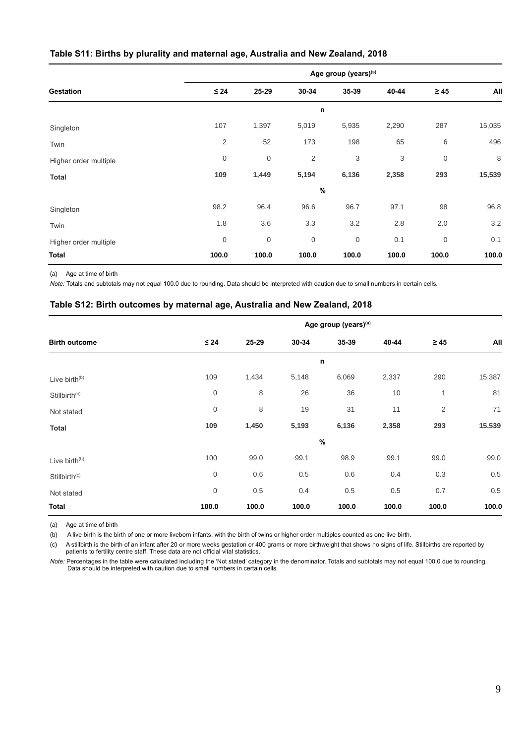### Table S11: Births by plurality and maternal age, Australia and New Zealand, 2018

| Gestation | Age group (years)(a) | | | | | | |
|---|---|---|---|---|---|---|---|
| | ≤ 24 | 25-29 | 30-34 | 35-39 | 40-44 | ≥ 45 | All |
| | | | | n | | | |
| Singleton | 107 | 1,397 | 5,019 | 5,935 | 2,290 | 287 | 15,035 |
| Twin | 2 | 52 | 173 | 198 | 65 | 6 | 496 |
| Higher order multiple | 0 | 0 | 2 | 3 | 3 | 0 | 8 |
| **Total** | **109** | **1,449** | **5,194** | **6,136** | **2,358** | **293** | **15,539** |
| | | | | % | | | |
| Singleton | 98.2 | 96.4 | 96.6 | 96.7 | 97.1 | 98 | 96.8 |
| Twin | 1.8 | 3.6 | 3.3 | 3.2 | 2.8 | 2.0 | 3.2 |
| Higher order multiple | 0 | 0 | 0 | 0 | 0.1 | 0 | 0.1 |
| **Total** | **100.0** | **100.0** | **100.0** | **100.0** | **100.0** | **100.0** | **100.0** |

(a) Age at time of birth

*Note:* Totals and subtotals may not equal 100.0 due to rounding. Data should be interpreted with caution due to small numbers in certain cells.

### Table S12: Birth outcomes by maternal age, Australia and New Zealand, 2018

| Birth outcome | Age group (years)(a) | | | | | | |
|---|---|---|---|---|---|---|---|
| | ≤ 24 | 25-29 | 30-34 | 35-39 | 40-44 | ≥ 45 | All |
| | | | | n | | | |
| Live birth(b) | 109 | 1,434 | 5,148 | 6,069 | 2,337 | 290 | 15,387 |
| Stillbirth(c) | 0 | 8 | 26 | 36 | 10 | 1 | 81 |
| Not stated | 0 | 8 | 19 | 31 | 11 | 2 | 71 |
| **Total** | **109** | **1,450** | **5,193** | **6,136** | **2,358** | **293** | **15,539** |
| | | | | % | | | |
| Live birth(b) | 100 | 99.0 | 99.1 | 98.9 | 99.1 | 99.0 | 99.0 |
| Stillbirth(c) | 0 | 0.6 | 0.5 | 0.6 | 0.4 | 0.3 | 0.5 |
| Not stated | 0 | 0.5 | 0.4 | 0.5 | 0.5 | 0.7 | 0.5 |
| **Total** | **100.0** | **100.0** | **100.0** | **100.0** | **100.0** | **100.0** | **100.0** |

(a) Age at time of birth

(b) A live birth is the birth of one or more liveborn infants, with the birth of twins or higher order multiples counted as one live birth.

(c) A stillbirth is the birth of an infant after 20 or more weeks gestation or 400 grams or more birthweight that shows no signs of life. Stillbirths are reported by patients to fertility centre staff. These data are not official vital statistics.

*Note:* Percentages in the table were calculated including the 'Not stated' category in the denominator. Totals and subtotals may not equal 100.0 due to rounding. Data should be interpreted with caution due to small numbers in certain cells.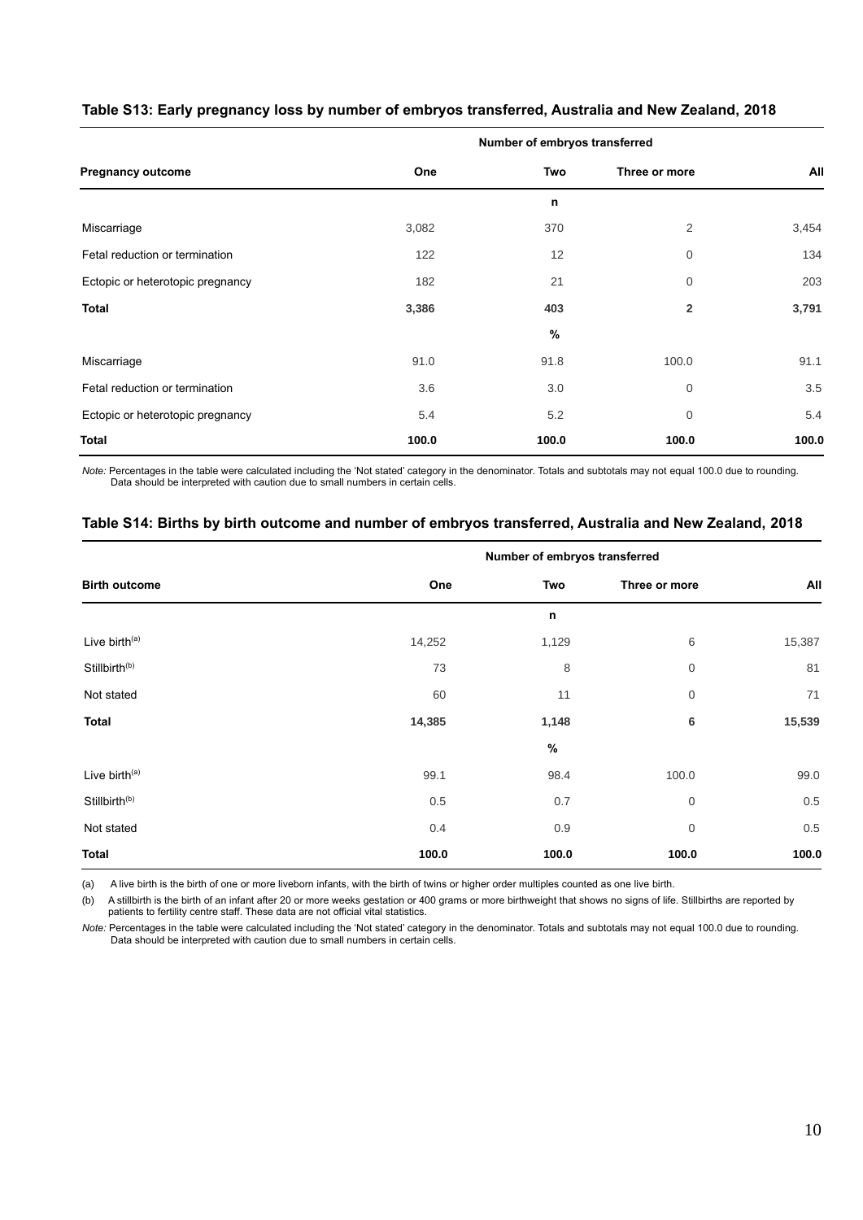### Table S13: Early pregnancy loss by number of embryos transferred, Australia and New Zealand, 2018

| | Number of embryos transferred | | | |
|---|---|---|---|---|
| **Pregnancy outcome** | **One** | **Two** | **Three or more** | **All** |
| | | **n** | | |
| Miscarriage | 3,082 | 370 | 2 | 3,454 |
| Fetal reduction or termination | 122 | 12 | 0 | 134 |
| Ectopic or heterotopic pregnancy | 182 | 21 | 0 | 203 |
| **Total** | **3,386** | **403** | **2** | **3,791** |
| | | **%** | | |
| Miscarriage | 91.0 | 91.8 | 100.0 | 91.1 |
| Fetal reduction or termination | 3.6 | 3.0 | 0 | 3.5 |
| Ectopic or heterotopic pregnancy | 5.4 | 5.2 | 0 | 5.4 |
| **Total** | **100.0** | **100.0** | **100.0** | **100.0** |

*Note:* Percentages in the table were calculated including the 'Not stated' category in the denominator. Totals and subtotals may not equal 100.0 due to rounding. Data should be interpreted with caution due to small numbers in certain cells.

### Table S14: Births by birth outcome and number of embryos transferred, Australia and New Zealand, 2018

| | Number of embryos transferred | | | |
|---|---|---|---|---|
| **Birth outcome** | **One** | **Two** | **Three or more** | **All** |
| | | **n** | | |
| Live birth[(a)] | 14,252 | 1,129 | 6 | 15,387 |
| Stillbirth[(b)] | 73 | 8 | 0 | 81 |
| Not stated | 60 | 11 | 0 | 71 |
| **Total** | **14,385** | **1,148** | **6** | **15,539** |
| | | **%** | | |
| Live birth[(a)] | 99.1 | 98.4 | 100.0 | 99.0 |
| Stillbirth[(b)] | 0.5 | 0.7 | 0 | 0.5 |
| Not stated | 0.4 | 0.9 | 0 | 0.5 |
| **Total** | **100.0** | **100.0** | **100.0** | **100.0** |

(a) A live birth is the birth of one or more liveborn infants, with the birth of twins or higher order multiples counted as one live birth.

(b) A stillbirth is the birth of an infant after 20 or more weeks gestation or 400 grams or more birthweight that shows no signs of life. Stillbirths are reported by patients to fertility centre staff. These data are not official vital statistics.

*Note:* Percentages in the table were calculated including the 'Not stated' category in the denominator. Totals and subtotals may not equal 100.0 due to rounding. Data should be interpreted with caution due to small numbers in certain cells.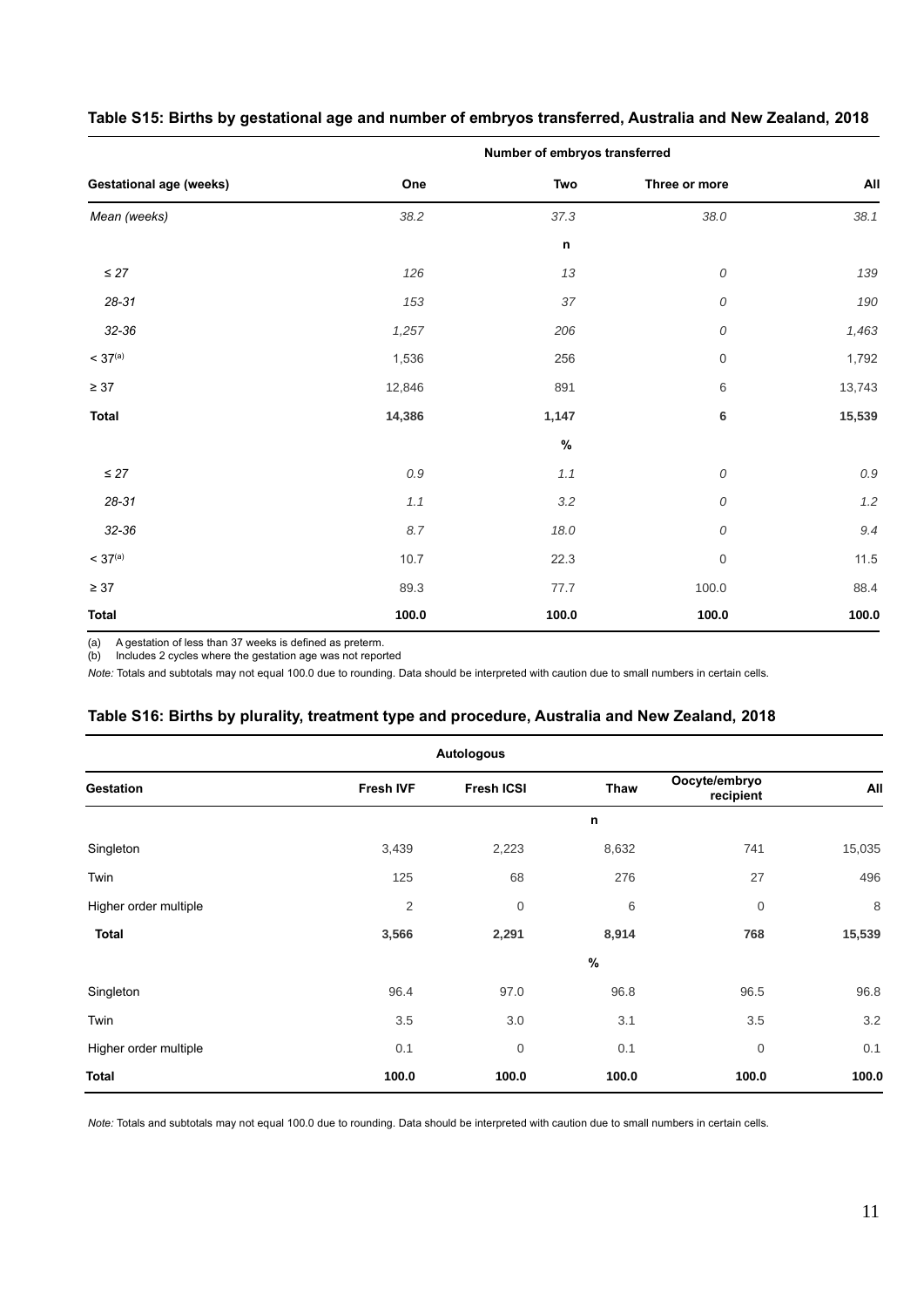### Table S15: Births by gestational age and number of embryos transferred, Australia and New Zealand, 2018

| Gestational age (weeks) | Number of embryos transferred | | | |
|---|---|---|---|---|
| | One | Two | Three or more | All |
| *Mean (weeks)* | *38.2* | *37.3* | *38.0* | *38.1* |
| | | **n** | | |
| *≤ 27* | *126* | *13* | *0* | *139* |
| *28-31* | *153* | *37* | *0* | *190* |
| *32-36* | *1,257* | *206* | *0* | *1,463* |
| < 37[(a)] | 1,536 | 256 | 0 | 1,792 |
| ≥ 37 | 12,846 | 891 | 6 | 13,743 |
| **Total** | **14,386** | **1,147** | **6** | **15,539** |
| | | **%** | | |
| *≤ 27* | *0.9* | *1.1* | *0* | *0.9* |
| *28-31* | *1.1* | *3.2* | *0* | *1.2* |
| *32-36* | *8.7* | *18.0* | *0* | *9.4* |
| < 37[(a)] | 10.7 | 22.3 | 0 | 11.5 |
| ≥ 37 | 89.3 | 77.7 | 100.0 | 88.4 |
| **Total** | **100.0** | **100.0** | **100.0** | **100.0** |

(a) A gestation of less than 37 weeks is defined as preterm.
(b) Includes 2 cycles where the gestation age was not reported

*Note:* Totals and subtotals may not equal 100.0 due to rounding. Data should be interpreted with caution due to small numbers in certain cells.

### Table S16: Births by plurality, treatment type and procedure, Australia and New Zealand, 2018

| Gestation | Autologous | | | Oocyte/embryo recipient | All |
|---|---|---|---|---|---|
| | Fresh IVF | Fresh ICSI | Thaw | | |
| | | | **n** | | |
| Singleton | 3,439 | 2,223 | 8,632 | 741 | 15,035 |
| Twin | 125 | 68 | 276 | 27 | 496 |
| Higher order multiple | 2 | 0 | 6 | 0 | 8 |
| **Total** | **3,566** | **2,291** | **8,914** | **768** | **15,539** |
| | | | **%** | | |
| Singleton | 96.4 | 97.0 | 96.8 | 96.5 | 96.8 |
| Twin | 3.5 | 3.0 | 3.1 | 3.5 | 3.2 |
| Higher order multiple | 0.1 | 0 | 0.1 | 0 | 0.1 |
| **Total** | **100.0** | **100.0** | **100.0** | **100.0** | **100.0** |

*Note:* Totals and subtotals may not equal 100.0 due to rounding. Data should be interpreted with caution due to small numbers in certain cells.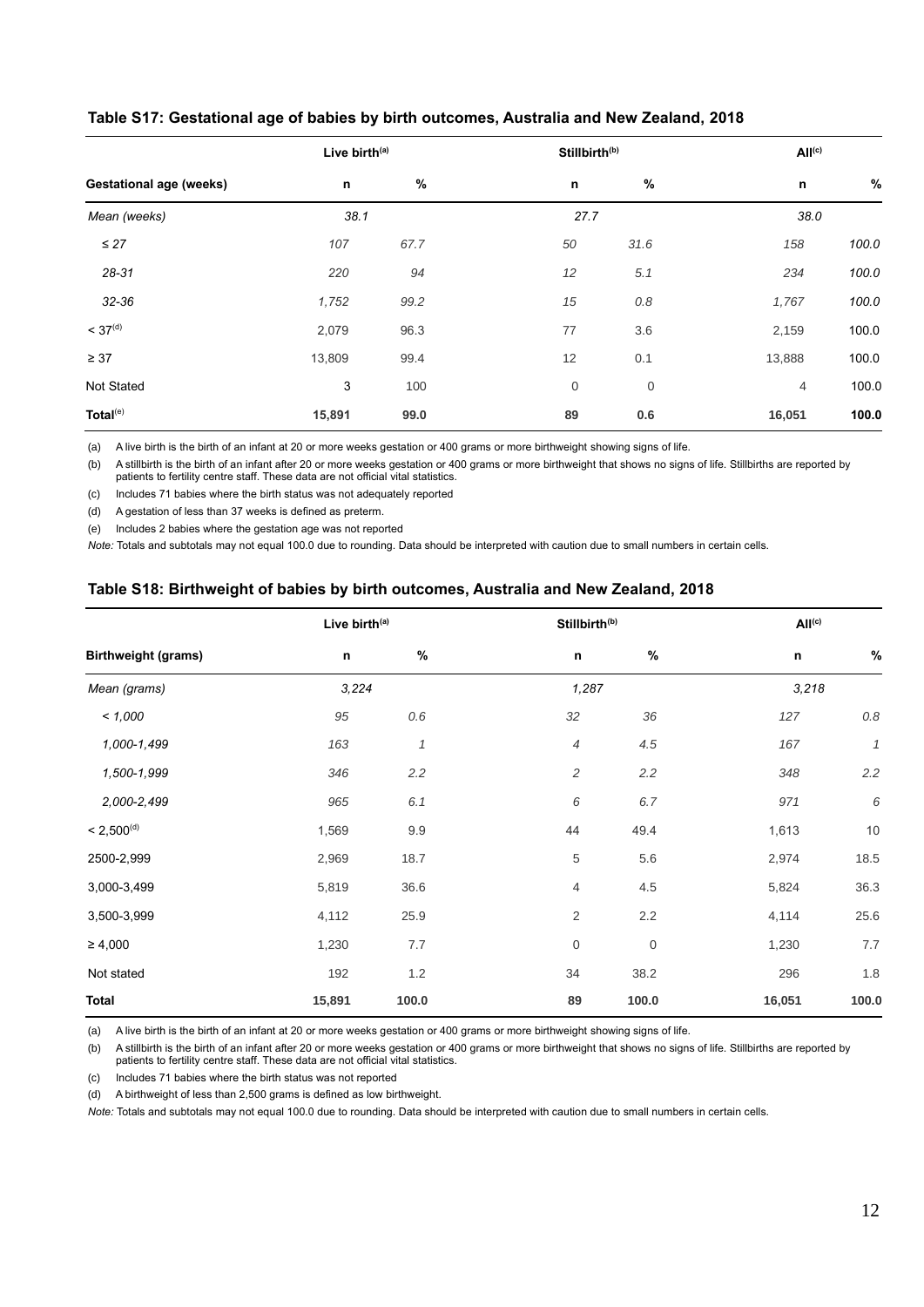### Table S17: Gestational age of babies by birth outcomes, Australia and New Zealand, 2018

| | Live birth[(a)] | | Stillbirth[(b)] | | All[(c)] | |
|---|---|---|---|---|---|---|
| **Gestational age (weeks)** | **n** | **%** | **n** | **%** | **n** | **%** |
| *Mean (weeks)* | *38.1* | | *27.7* | | *38.0* | |
| *≤ 27* | *107* | *67.7* | *50* | *31.6* | *158* | *100.0* |
| *28-31* | *220* | *94* | *12* | *5.1* | *234* | *100.0* |
| *32-36* | *1,752* | *99.2* | *15* | *0.8* | *1,767* | *100.0* |
| < 37[(d)] | 2,079 | 96.3 | 77 | 3.6 | 2,159 | 100.0 |
| ≥ 37 | 13,809 | 99.4 | 12 | 0.1 | 13,888 | 100.0 |
| Not Stated | 3 | 100 | 0 | 0 | 4 | 100.0 |
| **Total[(e)]** | **15,891** | **99.0** | **89** | **0.6** | **16,051** | **100.0** |

(a) A live birth is the birth of an infant at 20 or more weeks gestation or 400 grams or more birthweight showing signs of life.

(b) A stillbirth is the birth of an infant after 20 or more weeks gestation or 400 grams or more birthweight that shows no signs of life. Stillbirths are reported by patients to fertility centre staff. These data are not official vital statistics.

(c) Includes 71 babies where the birth status was not adequately reported

(d) A gestation of less than 37 weeks is defined as preterm.

(e) Includes 2 babies where the gestation age was not reported

*Note:* Totals and subtotals may not equal 100.0 due to rounding. Data should be interpreted with caution due to small numbers in certain cells.

### Table S18: Birthweight of babies by birth outcomes, Australia and New Zealand, 2018

| | Live birth[(a)] | | Stillbirth[(b)] | | All[(c)] | |
|---|---|---|---|---|---|---|
| **Birthweight (grams)** | **n** | **%** | **n** | **%** | **n** | **%** |
| *Mean (grams)* | *3,224* | | *1,287* | | *3,218* | |
| *< 1,000* | *95* | *0.6* | *32* | *36* | *127* | *0.8* |
| *1,000-1,499* | *163* | *1* | *4* | *4.5* | *167* | *1* |
| *1,500-1,999* | *346* | *2.2* | *2* | *2.2* | *348* | *2.2* |
| *2,000-2,499* | *965* | *6.1* | *6* | *6.7* | *971* | *6* |
| < 2,500[(d)] | 1,569 | 9.9 | 44 | 49.4 | 1,613 | 10 |
| 2500-2,999 | 2,969 | 18.7 | 5 | 5.6 | 2,974 | 18.5 |
| 3,000-3,499 | 5,819 | 36.6 | 4 | 4.5 | 5,824 | 36.3 |
| 3,500-3,999 | 4,112 | 25.9 | 2 | 2.2 | 4,114 | 25.6 |
| ≥ 4,000 | 1,230 | 7.7 | 0 | 0 | 1,230 | 7.7 |
| Not stated | 192 | 1.2 | 34 | 38.2 | 296 | 1.8 |
| **Total** | **15,891** | **100.0** | **89** | **100.0** | **16,051** | **100.0** |

(a) A live birth is the birth of an infant at 20 or more weeks gestation or 400 grams or more birthweight showing signs of life.

(b) A stillbirth is the birth of an infant after 20 or more weeks gestation or 400 grams or more birthweight that shows no signs of life. Stillbirths are reported by patients to fertility centre staff. These data are not official vital statistics.

(c) Includes 71 babies where the birth status was not reported

(d) A birthweight of less than 2,500 grams is defined as low birthweight.

*Note:* Totals and subtotals may not equal 100.0 due to rounding. Data should be interpreted with caution due to small numbers in certain cells.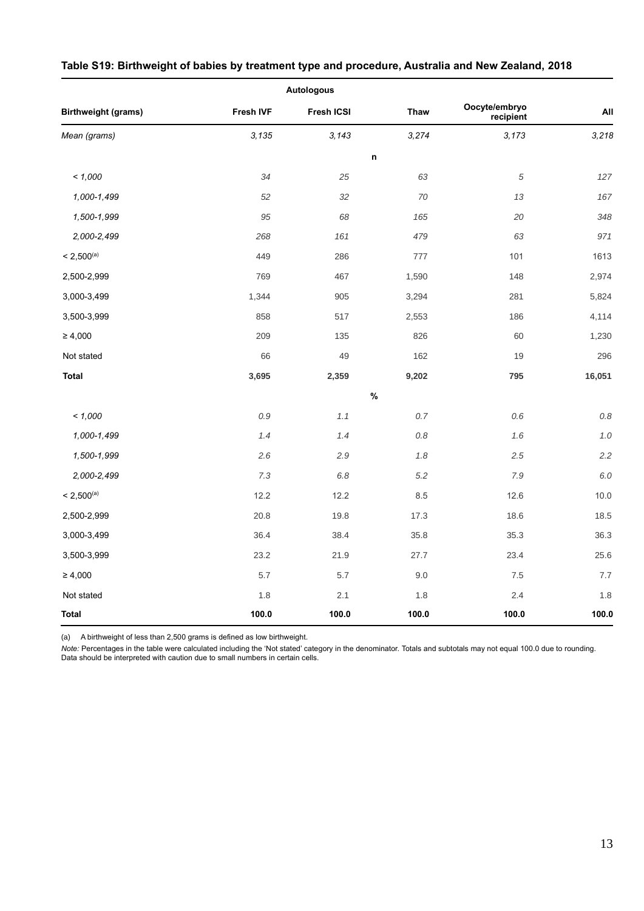**Table S19: Birthweight of babies by treatment type and procedure, Australia and New Zealand, 2018**

| | Autologous | | | | |
|---|---|---|---|---|---|
| **Birthweight (grams)** | **Fresh IVF** | **Fresh ICSI** | **Thaw** | **Oocyte/embryo recipient** | **All** |
| *Mean (grams)* | *3,135* | *3,143* | *3,274* | *3,173* | *3,218* |
| | | | **n** | | |
| *< 1,000* | *34* | *25* | *63* | *5* | *127* |
| *1,000-1,499* | *52* | *32* | *70* | *13* | *167* |
| *1,500-1,999* | *95* | *68* | *165* | *20* | *348* |
| *2,000-2,499* | *268* | *161* | *479* | *63* | *971* |
| < 2,500[(a)] | 449 | 286 | 777 | 101 | 1613 |
| 2,500-2,999 | 769 | 467 | 1,590 | 148 | 2,974 |
| 3,000-3,499 | 1,344 | 905 | 3,294 | 281 | 5,824 |
| 3,500-3,999 | 858 | 517 | 2,553 | 186 | 4,114 |
| ≥ 4,000 | 209 | 135 | 826 | 60 | 1,230 |
| Not stated | 66 | 49 | 162 | 19 | 296 |
| **Total** | **3,695** | **2,359** | **9,202** | **795** | **16,051** |
| | | | **%** | | |
| *< 1,000* | *0.9* | *1.1* | *0.7* | *0.6* | *0.8* |
| *1,000-1,499* | *1.4* | *1.4* | *0.8* | *1.6* | *1.0* |
| *1,500-1,999* | *2.6* | *2.9* | *1.8* | *2.5* | *2.2* |
| *2,000-2,499* | *7.3* | *6.8* | *5.2* | *7.9* | *6.0* |
| < 2,500[(a)] | 12.2 | 12.2 | 8.5 | 12.6 | 10.0 |
| 2,500-2,999 | 20.8 | 19.8 | 17.3 | 18.6 | 18.5 |
| 3,000-3,499 | 36.4 | 38.4 | 35.8 | 35.3 | 36.3 |
| 3,500-3,999 | 23.2 | 21.9 | 27.7 | 23.4 | 25.6 |
| ≥ 4,000 | 5.7 | 5.7 | 9.0 | 7.5 | 7.7 |
| Not stated | 1.8 | 2.1 | 1.8 | 2.4 | 1.8 |
| **Total** | **100.0** | **100.0** | **100.0** | **100.0** | **100.0** |

(a) A birthweight of less than 2,500 grams is defined as low birthweight.

*Note:* Percentages in the table were calculated including the 'Not stated' category in the denominator. Totals and subtotals may not equal 100.0 due to rounding. Data should be interpreted with caution due to small numbers in certain cells.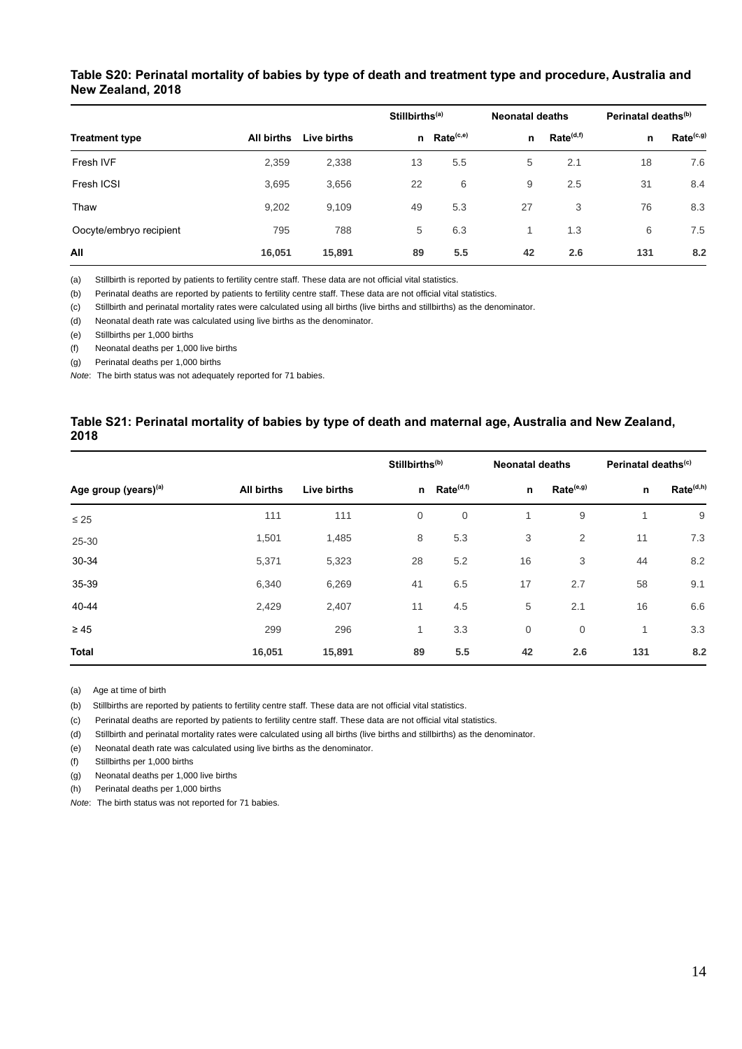**Table S20: Perinatal mortality of babies by type of death and treatment type and procedure, Australia and New Zealand, 2018**

| | | | Stillbirths[(a)] | | Neonatal deaths | | Perinatal deaths[(b)] | |
|---|---|---|---|---|---|---|---|---|
| **Treatment type** | **All births** | **Live births** | **n** | **Rate[(c,e)]** | **n** | **Rate[(d,f)]** | **n** | **Rate[(c,g)]** |
| Fresh IVF | 2,359 | 2,338 | 13 | 5.5 | 5 | 2.1 | 18 | 7.6 |
| Fresh ICSI | 3,695 | 3,656 | 22 | 6 | 9 | 2.5 | 31 | 8.4 |
| Thaw | 9,202 | 9,109 | 49 | 5.3 | 27 | 3 | 76 | 8.3 |
| Oocyte/embryo recipient | 795 | 788 | 5 | 6.3 | 1 | 1.3 | 6 | 7.5 |
| **All** | **16,051** | **15,891** | **89** | **5.5** | **42** | **2.6** | **131** | **8.2** |

(a) Stillbirth is reported by patients to fertility centre staff. These data are not official vital statistics.

(b) Perinatal deaths are reported by patients to fertility centre staff. These data are not official vital statistics.

(c) Stillbirth and perinatal mortality rates were calculated using all births (live births and stillbirths) as the denominator.

(d) Neonatal death rate was calculated using live births as the denominator.

(e) Stillbirths per 1,000 births

(f) Neonatal deaths per 1,000 live births

(g) Perinatal deaths per 1,000 births

*Note*: The birth status was not adequately reported for 71 babies.

**Table S21: Perinatal mortality of babies by type of death and maternal age, Australia and New Zealand, 2018**

| | | | Stillbirths[(b)] | | Neonatal deaths | | Perinatal deaths[(c)] | |
|---|---|---|---|---|---|---|---|---|
| **Age group (years)[(a)]** | **All births** | **Live births** | **n** | **Rate[(d,f)]** | **n** | **Rate[(e,g)]** | **n** | **Rate[(d,h)]** |
| ≤ 25 | 111 | 111 | 0 | 0 | 1 | 9 | 1 | 9 |
| 25-30 | 1,501 | 1,485 | 8 | 5.3 | 3 | 2 | 11 | 7.3 |
| 30-34 | 5,371 | 5,323 | 28 | 5.2 | 16 | 3 | 44 | 8.2 |
| 35-39 | 6,340 | 6,269 | 41 | 6.5 | 17 | 2.7 | 58 | 9.1 |
| 40-44 | 2,429 | 2,407 | 11 | 4.5 | 5 | 2.1 | 16 | 6.6 |
| ≥ 45 | 299 | 296 | 1 | 3.3 | 0 | 0 | 1 | 3.3 |
| **Total** | **16,051** | **15,891** | **89** | **5.5** | **42** | **2.6** | **131** | **8.2** |

(a) Age at time of birth

(b) Stillbirths are reported by patients to fertility centre staff. These data are not official vital statistics.

(c) Perinatal deaths are reported by patients to fertility centre staff. These data are not official vital statistics.

(d) Stillbirth and perinatal mortality rates were calculated using all births (live births and stillbirths) as the denominator.

(e) Neonatal death rate was calculated using live births as the denominator.

(f) Stillbirths per 1,000 births

(g) Neonatal deaths per 1,000 live births

(h) Perinatal deaths per 1,000 births

*Note*: The birth status was not reported for 71 babies.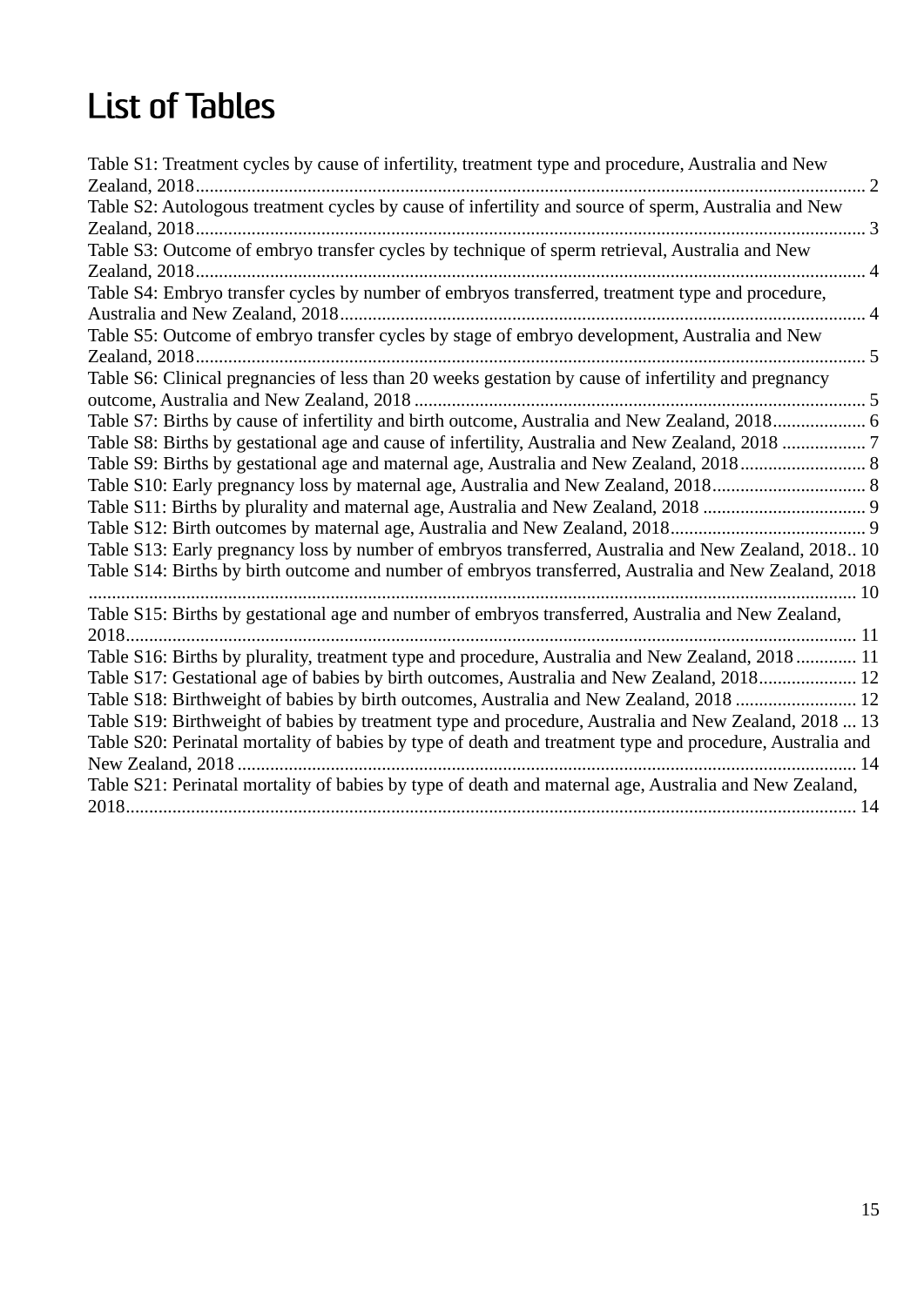# List of Tables

Table S1: Treatment cycles by cause of infertility, treatment type and procedure, Australia and New Zealand, 2018 ........ 2

Table S2: Autologous treatment cycles by cause of infertility and source of sperm, Australia and New Zealand, 2018 ........ 3

Table S3: Outcome of embryo transfer cycles by technique of sperm retrieval, Australia and New Zealand, 2018 ........ 4

Table S4: Embryo transfer cycles by number of embryos transferred, treatment type and procedure, Australia and New Zealand, 2018 ........ 4

Table S5: Outcome of embryo transfer cycles by stage of embryo development, Australia and New Zealand, 2018 ........ 5

Table S6: Clinical pregnancies of less than 20 weeks gestation by cause of infertility and pregnancy outcome, Australia and New Zealand, 2018 ........ 5

Table S7: Births by cause of infertility and birth outcome, Australia and New Zealand, 2018 ........ 6

Table S8: Births by gestational age and cause of infertility, Australia and New Zealand, 2018 ........ 7

Table S9: Births by gestational age and maternal age, Australia and New Zealand, 2018 ........ 8

Table S10: Early pregnancy loss by maternal age, Australia and New Zealand, 2018 ........ 8

Table S11: Births by plurality and maternal age, Australia and New Zealand, 2018 ........ 9

Table S12: Birth outcomes by maternal age, Australia and New Zealand, 2018 ........ 9

Table S13: Early pregnancy loss by number of embryos transferred, Australia and New Zealand, 2018 ........ 10

Table S14: Births by birth outcome and number of embryos transferred, Australia and New Zealand, 2018 ........ 10

Table S15: Births by gestational age and number of embryos transferred, Australia and New Zealand, 2018 ........ 11

Table S16: Births by plurality, treatment type and procedure, Australia and New Zealand, 2018 ........ 11

Table S17: Gestational age of babies by birth outcomes, Australia and New Zealand, 2018 ........ 12

Table S18: Birthweight of babies by birth outcomes, Australia and New Zealand, 2018 ........ 12

Table S19: Birthweight of babies by treatment type and procedure, Australia and New Zealand, 2018 ........ 13

Table S20: Perinatal mortality of babies by type of death and treatment type and procedure, Australia and New Zealand, 2018 ........ 14

Table S21: Perinatal mortality of babies by type of death and maternal age, Australia and New Zealand, 2018 ........ 14